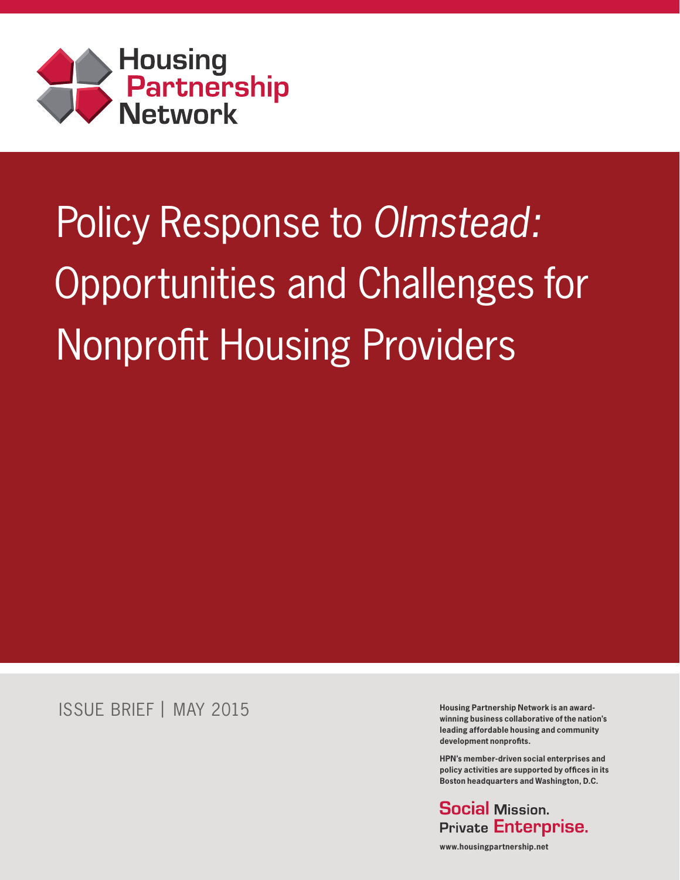Housing Partnership Network

# Policy Response to *Olmstead:* Opportunities and Challenges for Nonprofit Housing Providers

ISSUE BRIEF | MAY 2015

**Housing Partnership Network is an award-winning business collaborative of the nation's leading affordable housing and community development nonprofits.**

**HPN's member-driven social enterprises and policy activities are supported by offices in its Boston headquarters and Washington, D.C.**

**Social Mission. Private Enterprise.**

**www.housingpartnership.net**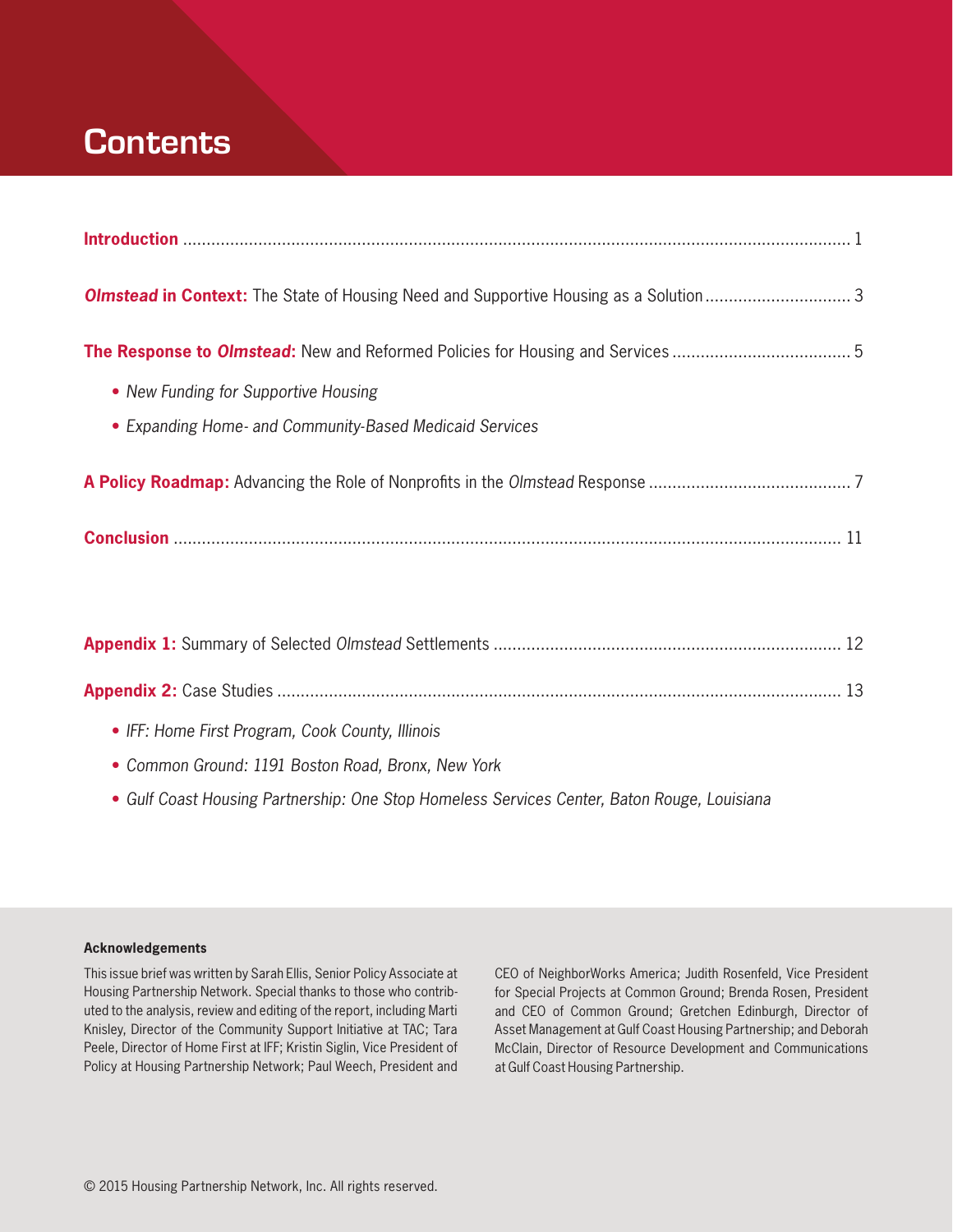# Contents

**Introduction** ........ 1

***Olmstead* in Context:** The State of Housing Need and Supportive Housing as a Solution ........ 3

**The Response to *Olmstead*:** New and Reformed Policies for Housing and Services ........ 5

- *New Funding for Supportive Housing*
- *Expanding Home- and Community-Based Medicaid Services*

**A Policy Roadmap:** Advancing the Role of Nonprofits in the *Olmstead* Response ........ 7

**Conclusion** ........ 11

**Appendix 1:** Summary of Selected *Olmstead* Settlements ........ 12

**Appendix 2:** Case Studies ........ 13

- *IFF: Home First Program, Cook County, Illinois*
- *Common Ground: 1191 Boston Road, Bronx, New York*
- *Gulf Coast Housing Partnership: One Stop Homeless Services Center, Baton Rouge, Louisiana*

**Acknowledgements**

This issue brief was written by Sarah Ellis, Senior Policy Associate at Housing Partnership Network. Special thanks to those who contributed to the analysis, review and editing of the report, including Marti Knisley, Director of the Community Support Initiative at TAC; Tara Peele, Director of Home First at IFF; Kristin Siglin, Vice President of Policy at Housing Partnership Network; Paul Weech, President and CEO of NeighborWorks America; Judith Rosenfeld, Vice President for Special Projects at Common Ground; Brenda Rosen, President and CEO of Common Ground; Gretchen Edinburgh, Director of Asset Management at Gulf Coast Housing Partnership; and Deborah McClain, Director of Resource Development and Communications at Gulf Coast Housing Partnership.

© 2015 Housing Partnership Network, Inc. All rights reserved.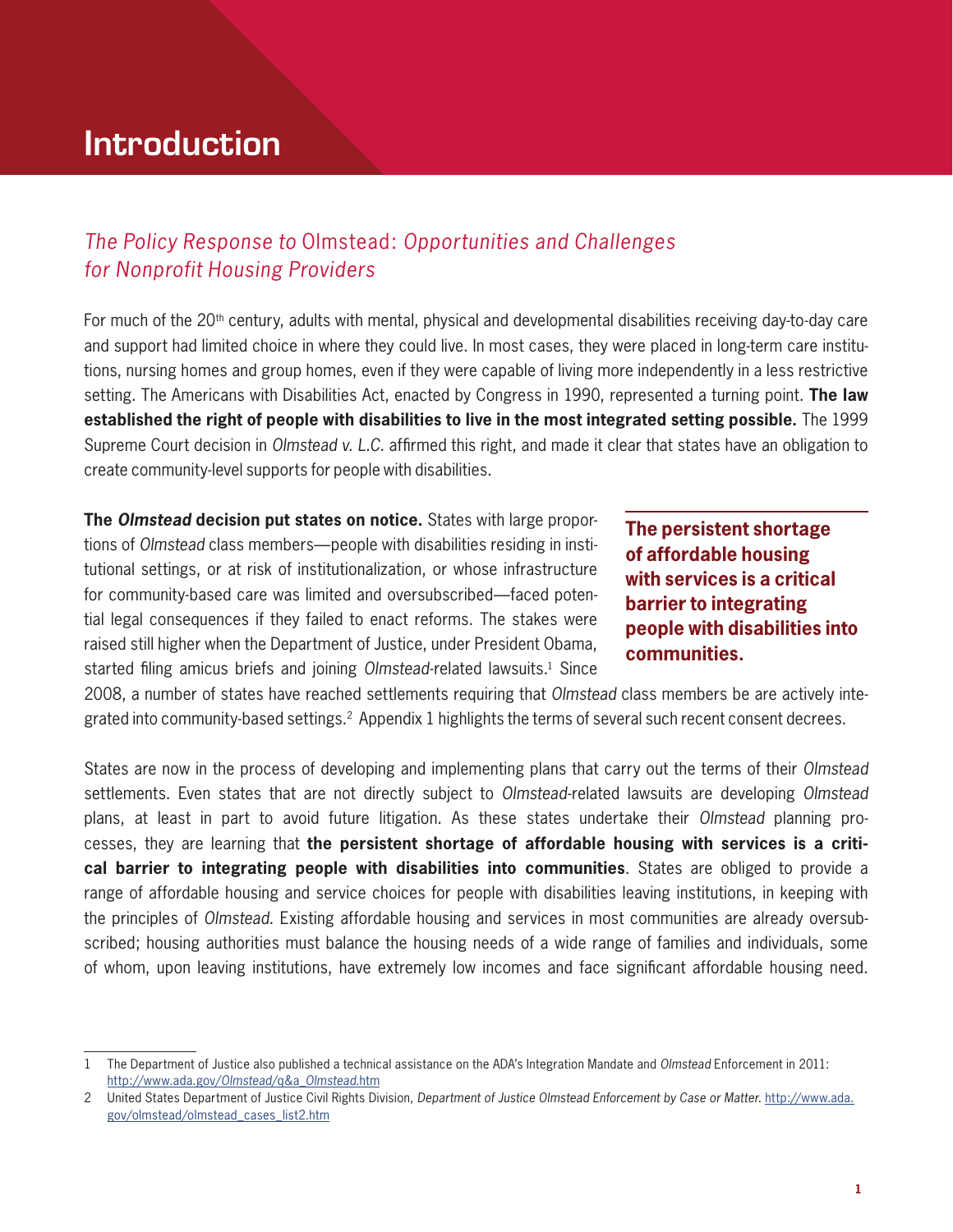# Introduction

## *The Policy Response to* Olmstead: *Opportunities and Challenges for Nonprofit Housing Providers*

For much of the 20th century, adults with mental, physical and developmental disabilities receiving day-to-day care and support had limited choice in where they could live. In most cases, they were placed in long-term care institutions, nursing homes and group homes, even if they were capable of living more independently in a less restrictive setting. The Americans with Disabilities Act, enacted by Congress in 1990, represented a turning point. **The law established the right of people with disabilities to live in the most integrated setting possible.** The 1999 Supreme Court decision in *Olmstead v. L.C.* affirmed this right, and made it clear that states have an obligation to create community-level supports for people with disabilities.

**The *Olmstead* decision put states on notice.** States with large proportions of *Olmstead* class members—people with disabilities residing in institutional settings, or at risk of institutionalization, or whose infrastructure for community-based care was limited and oversubscribed—faced potential legal consequences if they failed to enact reforms. The stakes were raised still higher when the Department of Justice, under President Obama, started filing amicus briefs and joining *Olmstead*-related lawsuits.[1] Since 2008, a number of states have reached settlements requiring that *Olmstead* class members be are actively integrated into community-based settings.[2] Appendix 1 highlights the terms of several such recent consent decrees.

**The persistent shortage of affordable housing with services is a critical barrier to integrating people with disabilities into communities.**

States are now in the process of developing and implementing plans that carry out the terms of their *Olmstead* settlements. Even states that are not directly subject to *Olmstead*-related lawsuits are developing *Olmstead* plans, at least in part to avoid future litigation. As these states undertake their *Olmstead* planning processes, they are learning that **the persistent shortage of affordable housing with services is a critical barrier to integrating people with disabilities into communities**. States are obliged to provide a range of affordable housing and service choices for people with disabilities leaving institutions, in keeping with the principles of *Olmstead*. Existing affordable housing and services in most communities are already oversubscribed; housing authorities must balance the housing needs of a wide range of families and individuals, some of whom, upon leaving institutions, have extremely low incomes and face significant affordable housing need.

---

1 The Department of Justice also published a technical assistance on the ADA's Integration Mandate and *Olmstead* Enforcement in 2011: http://www.ada.gov/Olmstead/q&a_Olmstead.htm

2 United States Department of Justice Civil Rights Division, *Department of Justice Olmstead Enforcement by Case or Matter.* http://www.ada.gov/olmstead/olmstead_cases_list2.htm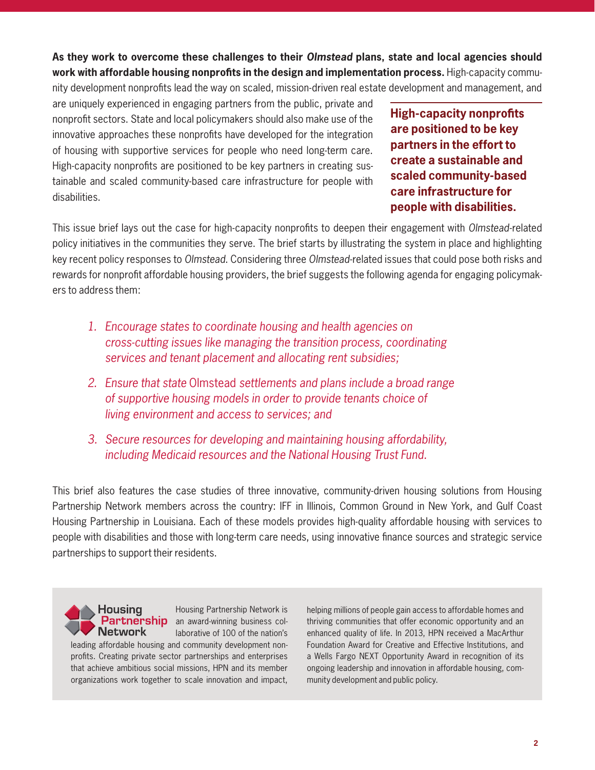**As they work to overcome these challenges to their *Olmstead* plans, state and local agencies should work with affordable housing nonprofits in the design and implementation process.** High-capacity community development nonprofits lead the way on scaled, mission-driven real estate development and management, and are uniquely experienced in engaging partners from the public, private and nonprofit sectors. State and local policymakers should also make use of the innovative approaches these nonprofits have developed for the integration of housing with supportive services for people who need long-term care. High-capacity nonprofits are positioned to be key partners in creating sustainable and scaled community-based care infrastructure for people with disabilities.

**High-capacity nonprofits are positioned to be key partners in the effort to create a sustainable and scaled community-based care infrastructure for people with disabilities.**

This issue brief lays out the case for high-capacity nonprofits to deepen their engagement with *Olmstead*-related policy initiatives in the communities they serve. The brief starts by illustrating the system in place and highlighting key recent policy responses to *Olmstead*. Considering three *Olmstead*-related issues that could pose both risks and rewards for nonprofit affordable housing providers, the brief suggests the following agenda for engaging policymakers to address them:

1. *Encourage states to coordinate housing and health agencies on cross-cutting issues like managing the transition process, coordinating services and tenant placement and allocating rent subsidies;*
2. *Ensure that state* Olmstead *settlements and plans include a broad range of supportive housing models in order to provide tenants choice of living environment and access to services; and*
3. *Secure resources for developing and maintaining housing affordability, including Medicaid resources and the National Housing Trust Fund.*

This brief also features the case studies of three innovative, community-driven housing solutions from Housing Partnership Network members across the country: IFF in Illinois, Common Ground in New York, and Gulf Coast Housing Partnership in Louisiana. Each of these models provides high-quality affordable housing with services to people with disabilities and those with long-term care needs, using innovative finance sources and strategic service partnerships to support their residents.

Housing Partnership Network

Housing Partnership Network is an award-winning business collaborative of 100 of the nation's leading affordable housing and community development nonprofits. Creating private sector partnerships and enterprises that achieve ambitious social missions, HPN and its member organizations work together to scale innovation and impact, helping millions of people gain access to affordable homes and thriving communities that offer economic opportunity and an enhanced quality of life. In 2013, HPN received a MacArthur Foundation Award for Creative and Effective Institutions, and a Wells Fargo NEXT Opportunity Award in recognition of its ongoing leadership and innovation in affordable housing, community development and public policy.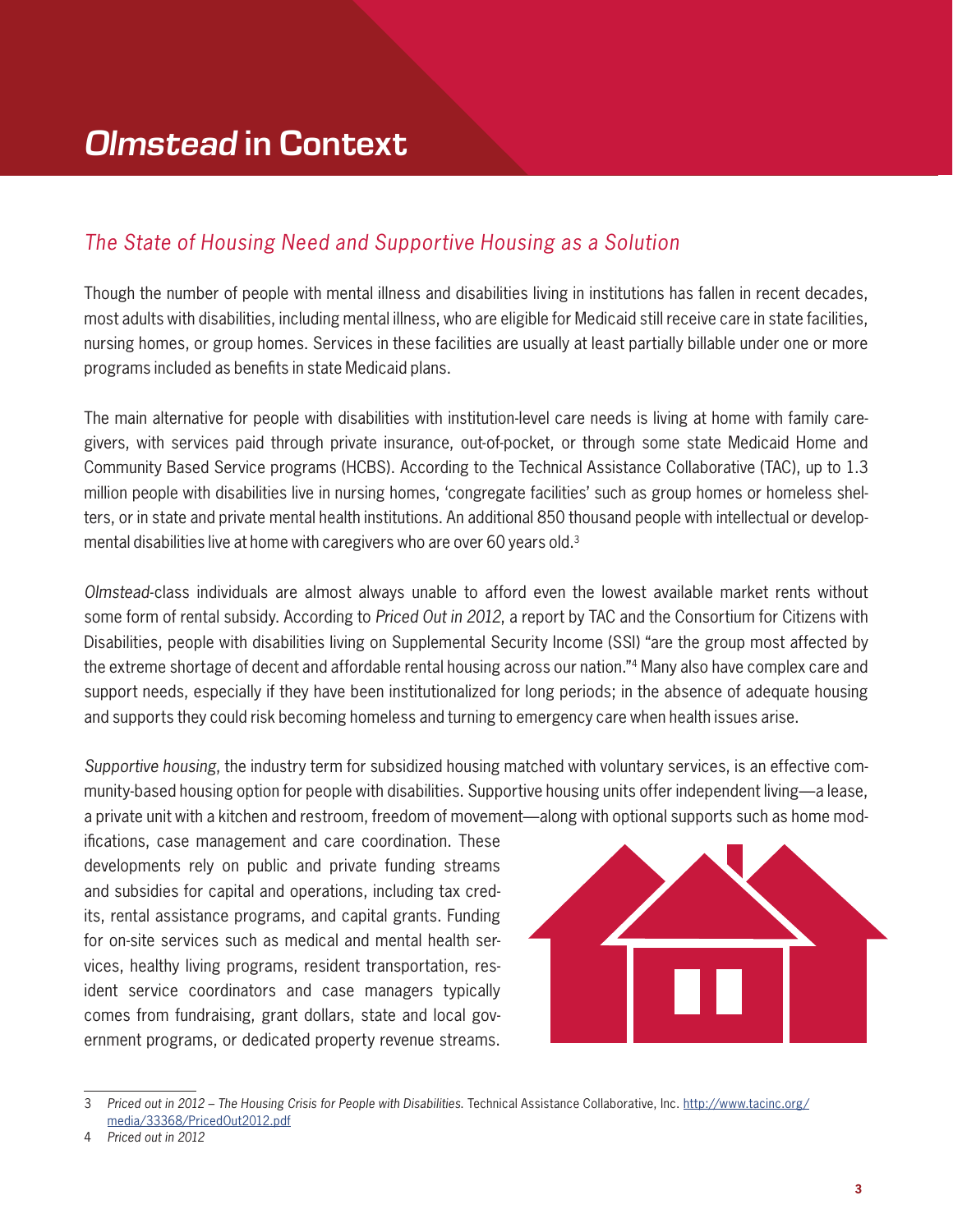# *Olmstead* in Context

## *The State of Housing Need and Supportive Housing as a Solution*

Though the number of people with mental illness and disabilities living in institutions has fallen in recent decades, most adults with disabilities, including mental illness, who are eligible for Medicaid still receive care in state facilities, nursing homes, or group homes. Services in these facilities are usually at least partially billable under one or more programs included as benefits in state Medicaid plans.

The main alternative for people with disabilities with institution-level care needs is living at home with family caregivers, with services paid through private insurance, out-of-pocket, or through some state Medicaid Home and Community Based Service programs (HCBS). According to the Technical Assistance Collaborative (TAC), up to 1.3 million people with disabilities live in nursing homes, 'congregate facilities' such as group homes or homeless shelters, or in state and private mental health institutions. An additional 850 thousand people with intellectual or developmental disabilities live at home with caregivers who are over 60 years old.[3]

*Olmstead*-class individuals are almost always unable to afford even the lowest available market rents without some form of rental subsidy. According to *Priced Out in 2012*, a report by TAC and the Consortium for Citizens with Disabilities, people with disabilities living on Supplemental Security Income (SSI) "are the group most affected by the extreme shortage of decent and affordable rental housing across our nation."[4] Many also have complex care and support needs, especially if they have been institutionalized for long periods; in the absence of adequate housing and supports they could risk becoming homeless and turning to emergency care when health issues arise.

*Supportive housing*, the industry term for subsidized housing matched with voluntary services, is an effective community-based housing option for people with disabilities. Supportive housing units offer independent living—a lease, a private unit with a kitchen and restroom, freedom of movement—along with optional supports such as home modifications, case management and care coordination. These developments rely on public and private funding streams and subsidies for capital and operations, including tax credits, rental assistance programs, and capital grants. Funding for on-site services such as medical and mental health services, healthy living programs, resident transportation, resident service coordinators and case managers typically comes from fundraising, grant dollars, state and local government programs, or dedicated property revenue streams.

---

3 *Priced out in 2012 – The Housing Crisis for People with Disabilities.* Technical Assistance Collaborative, Inc. http://www.tacinc.org/media/33368/PricedOut2012.pdf

4 *Priced out in 2012*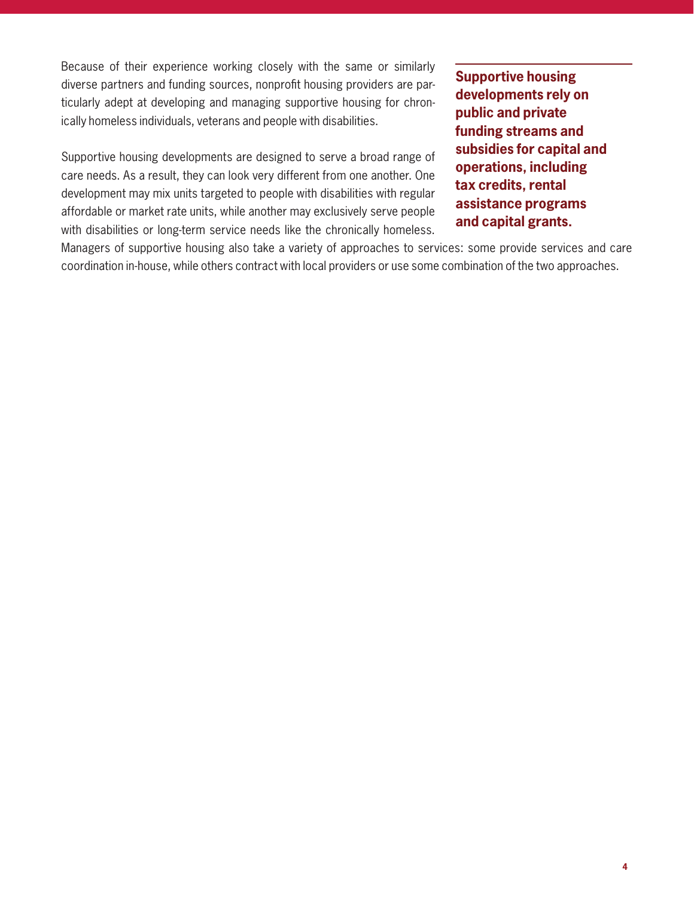Because of their experience working closely with the same or similarly diverse partners and funding sources, nonprofit housing providers are particularly adept at developing and managing supportive housing for chronically homeless individuals, veterans and people with disabilities.

**Supportive housing developments rely on public and private funding streams and subsidies for capital and operations, including tax credits, rental assistance programs and capital grants.**

Supportive housing developments are designed to serve a broad range of care needs. As a result, they can look very different from one another. One development may mix units targeted to people with disabilities with regular affordable or market rate units, while another may exclusively serve people with disabilities or long-term service needs like the chronically homeless. Managers of supportive housing also take a variety of approaches to services: some provide services and care coordination in-house, while others contract with local providers or use some combination of the two approaches.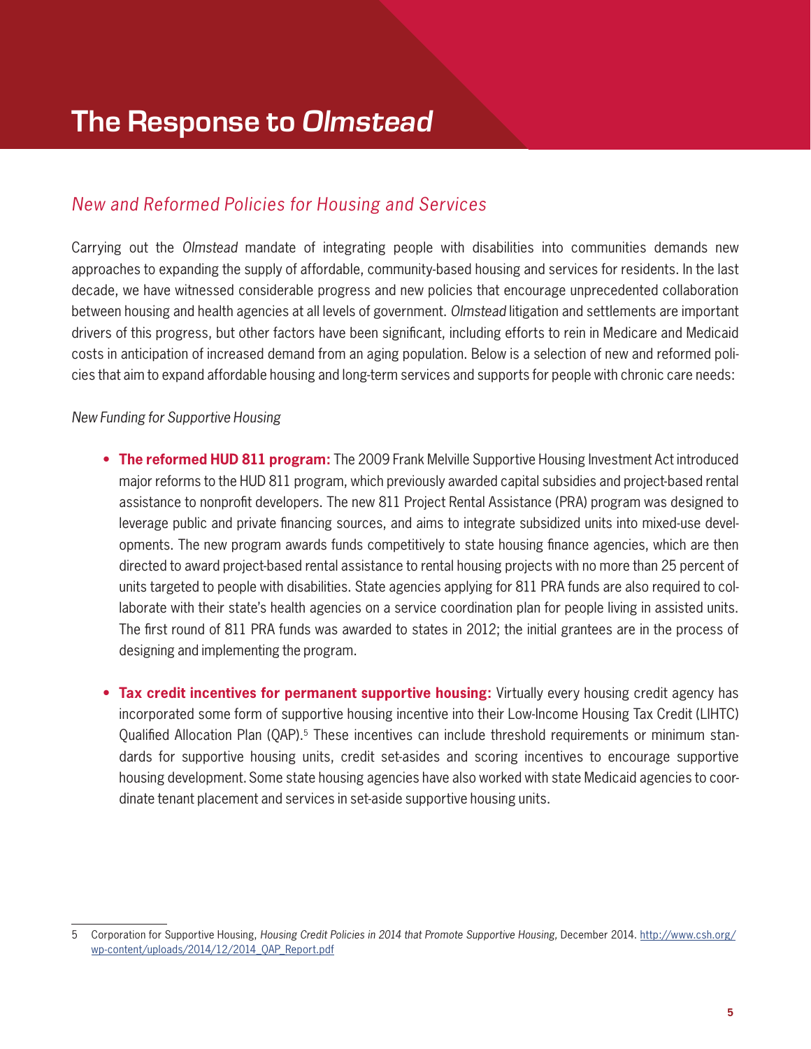# The Response to *Olmstead*

## *New and Reformed Policies for Housing and Services*

Carrying out the *Olmstead* mandate of integrating people with disabilities into communities demands new approaches to expanding the supply of affordable, community-based housing and services for residents. In the last decade, we have witnessed considerable progress and new policies that encourage unprecedented collaboration between housing and health agencies at all levels of government. *Olmstead* litigation and settlements are important drivers of this progress, but other factors have been significant, including efforts to rein in Medicare and Medicaid costs in anticipation of increased demand from an aging population. Below is a selection of new and reformed policies that aim to expand affordable housing and long-term services and supports for people with chronic care needs:

*New Funding for Supportive Housing*

- **The reformed HUD 811 program:** The 2009 Frank Melville Supportive Housing Investment Act introduced major reforms to the HUD 811 program, which previously awarded capital subsidies and project-based rental assistance to nonprofit developers. The new 811 Project Rental Assistance (PRA) program was designed to leverage public and private financing sources, and aims to integrate subsidized units into mixed-use developments. The new program awards funds competitively to state housing finance agencies, which are then directed to award project-based rental assistance to rental housing projects with no more than 25 percent of units targeted to people with disabilities. State agencies applying for 811 PRA funds are also required to collaborate with their state's health agencies on a service coordination plan for people living in assisted units. The first round of 811 PRA funds was awarded to states in 2012; the initial grantees are in the process of designing and implementing the program.

- **Tax credit incentives for permanent supportive housing:** Virtually every housing credit agency has incorporated some form of supportive housing incentive into their Low-Income Housing Tax Credit (LIHTC) Qualified Allocation Plan (QAP).[5] These incentives can include threshold requirements or minimum standards for supportive housing units, credit set-asides and scoring incentives to encourage supportive housing development. Some state housing agencies have also worked with state Medicaid agencies to coordinate tenant placement and services in set-aside supportive housing units.

---

5 Corporation for Supportive Housing, *Housing Credit Policies in 2014 that Promote Supportive Housing*, December 2014. http://www.csh.org/wp-content/uploads/2014/12/2014_QAP_Report.pdf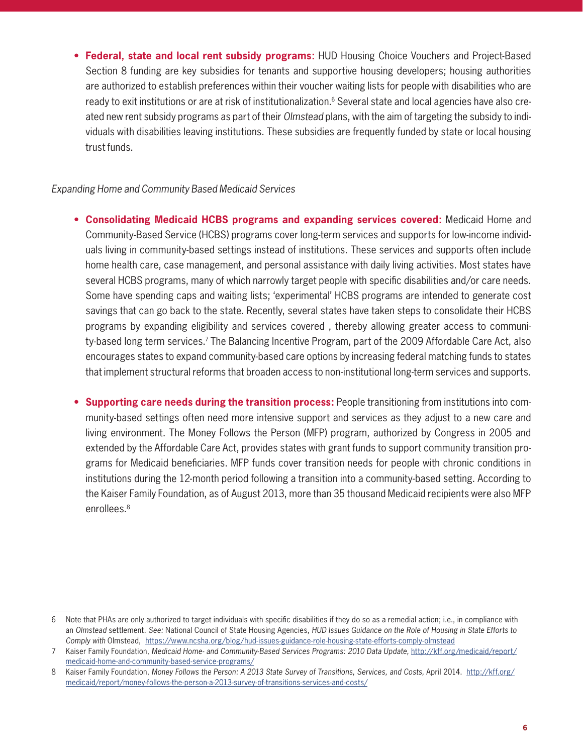- **Federal, state and local rent subsidy programs:** HUD Housing Choice Vouchers and Project-Based Section 8 funding are key subsidies for tenants and supportive housing developers; housing authorities are authorized to establish preferences within their voucher waiting lists for people with disabilities who are ready to exit institutions or are at risk of institutionalization.[6] Several state and local agencies have also created new rent subsidy programs as part of their *Olmstead* plans, with the aim of targeting the subsidy to individuals with disabilities leaving institutions. These subsidies are frequently funded by state or local housing trust funds.

*Expanding Home and Community Based Medicaid Services*

- **Consolidating Medicaid HCBS programs and expanding services covered:** Medicaid Home and Community-Based Service (HCBS) programs cover long-term services and supports for low-income individuals living in community-based settings instead of institutions. These services and supports often include home health care, case management, and personal assistance with daily living activities. Most states have several HCBS programs, many of which narrowly target people with specific disabilities and/or care needs. Some have spending caps and waiting lists; 'experimental' HCBS programs are intended to generate cost savings that can go back to the state. Recently, several states have taken steps to consolidate their HCBS programs by expanding eligibility and services covered , thereby allowing greater access to community-based long term services.[7] The Balancing Incentive Program, part of the 2009 Affordable Care Act, also encourages states to expand community-based care options by increasing federal matching funds to states that implement structural reforms that broaden access to non-institutional long-term services and supports.

- **Supporting care needs during the transition process:** People transitioning from institutions into community-based settings often need more intensive support and services as they adjust to a new care and living environment. The Money Follows the Person (MFP) program, authorized by Congress in 2005 and extended by the Affordable Care Act, provides states with grant funds to support community transition programs for Medicaid beneficiaries. MFP funds cover transition needs for people with chronic conditions in institutions during the 12-month period following a transition into a community-based setting. According to the Kaiser Family Foundation, as of August 2013, more than 35 thousand Medicaid recipients were also MFP enrollees.[8]

---

6 Note that PHAs are only authorized to target individuals with specific disabilities if they do so as a remedial action; i.e., in compliance with an *Olmstead* settlement. *See:* National Council of State Housing Agencies, *HUD Issues Guidance on the Role of Housing in State Efforts to Comply with* Olmstead, https://www.ncsha.org/blog/hud-issues-guidance-role-housing-state-efforts-comply-olmstead

7 Kaiser Family Foundation, *Medicaid Home- and Community-Based Services Programs: 2010 Data Update,* http://kff.org/medicaid/report/medicaid-home-and-community-based-service-programs/

8 Kaiser Family Foundation, *Money Follows the Person: A 2013 State Survey of Transitions, Services, and Costs,* April 2014. http://kff.org/medicaid/report/money-follows-the-person-a-2013-survey-of-transitions-services-and-costs/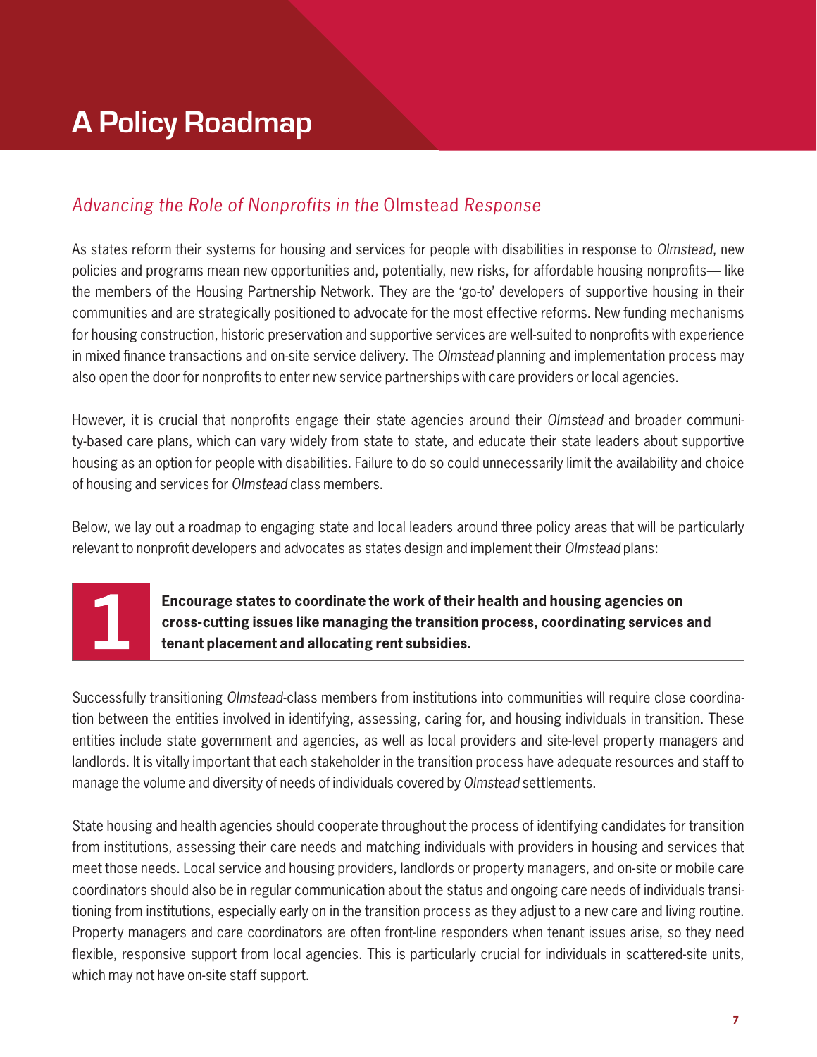# A Policy Roadmap

## *Advancing the Role of Nonprofits in the* Olmstead *Response*

As states reform their systems for housing and services for people with disabilities in response to *Olmstead*, new policies and programs mean new opportunities and, potentially, new risks, for affordable housing nonprofits— like the members of the Housing Partnership Network. They are the 'go-to' developers of supportive housing in their communities and are strategically positioned to advocate for the most effective reforms. New funding mechanisms for housing construction, historic preservation and supportive services are well-suited to nonprofits with experience in mixed finance transactions and on-site service delivery. The *Olmstead* planning and implementation process may also open the door for nonprofits to enter new service partnerships with care providers or local agencies.

However, it is crucial that nonprofits engage their state agencies around their *Olmstead* and broader community-based care plans, which can vary widely from state to state, and educate their state leaders about supportive housing as an option for people with disabilities. Failure to do so could unnecessarily limit the availability and choice of housing and services for *Olmstead* class members.

Below, we lay out a roadmap to engaging state and local leaders around three policy areas that will be particularly relevant to nonprofit developers and advocates as states design and implement their *Olmstead* plans:

### 1 **Encourage states to coordinate the work of their health and housing agencies on cross-cutting issues like managing the transition process, coordinating services and tenant placement and allocating rent subsidies.**

Successfully transitioning *Olmstead*-class members from institutions into communities will require close coordination between the entities involved in identifying, assessing, caring for, and housing individuals in transition. These entities include state government and agencies, as well as local providers and site-level property managers and landlords. It is vitally important that each stakeholder in the transition process have adequate resources and staff to manage the volume and diversity of needs of individuals covered by *Olmstead* settlements.

State housing and health agencies should cooperate throughout the process of identifying candidates for transition from institutions, assessing their care needs and matching individuals with providers in housing and services that meet those needs. Local service and housing providers, landlords or property managers, and on-site or mobile care coordinators should also be in regular communication about the status and ongoing care needs of individuals transitioning from institutions, especially early on in the transition process as they adjust to a new care and living routine. Property managers and care coordinators are often front-line responders when tenant issues arise, so they need flexible, responsive support from local agencies. This is particularly crucial for individuals in scattered-site units, which may not have on-site staff support.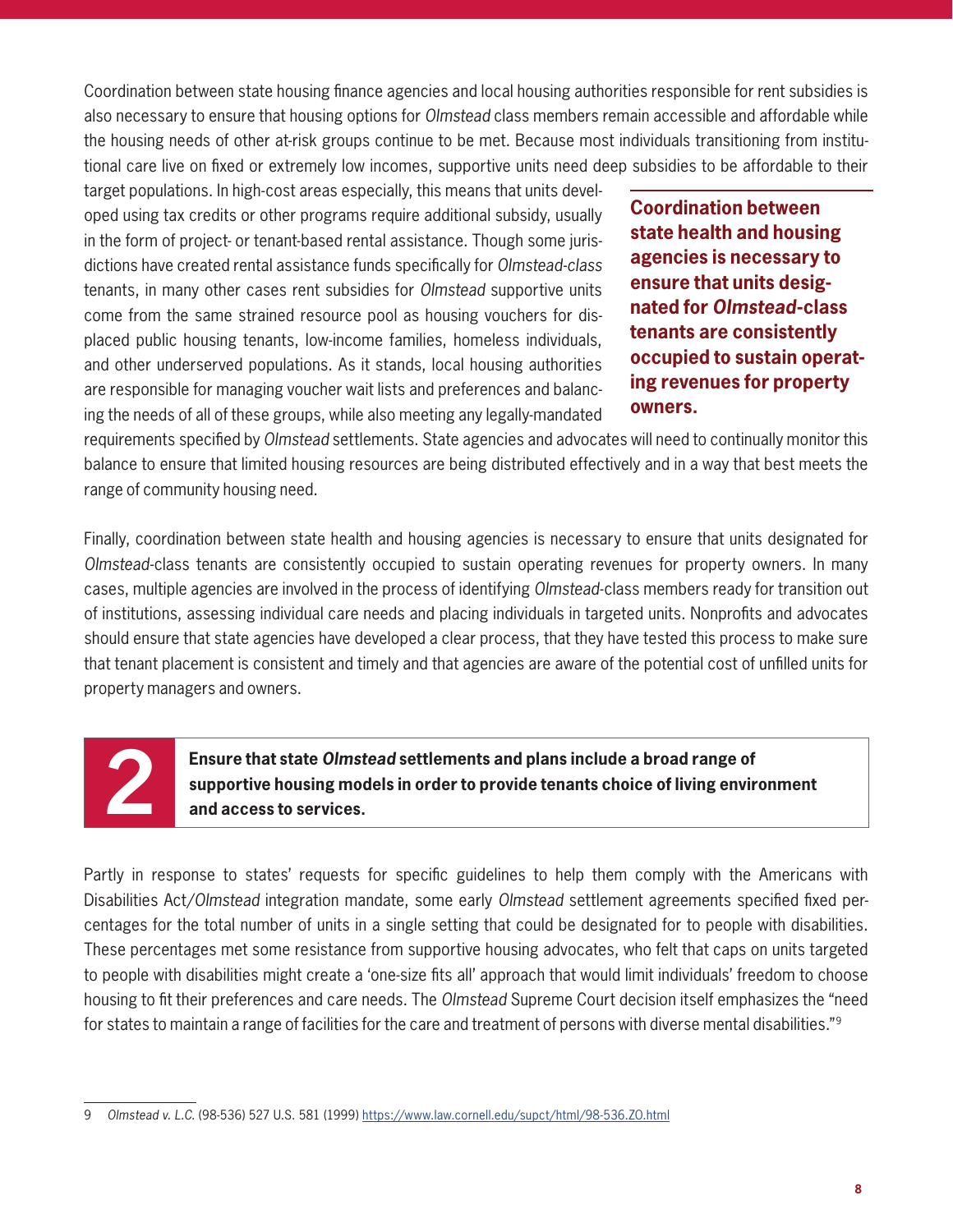Coordination between state housing finance agencies and local housing authorities responsible for rent subsidies is also necessary to ensure that housing options for *Olmstead* class members remain accessible and affordable while the housing needs of other at-risk groups continue to be met. Because most individuals transitioning from institutional care live on fixed or extremely low incomes, supportive units need deep subsidies to be affordable to their target populations. In high-cost areas especially, this means that units developed using tax credits or other programs require additional subsidy, usually in the form of project- or tenant-based rental assistance. Though some jurisdictions have created rental assistance funds specifically for *Olmstead-class* tenants, in many other cases rent subsidies for *Olmstead* supportive units come from the same strained resource pool as housing vouchers for displaced public housing tenants, low-income families, homeless individuals, and other underserved populations. As it stands, local housing authorities are responsible for managing voucher wait lists and preferences and balancing the needs of all of these groups, while also meeting any legally-mandated requirements specified by *Olmstead* settlements. State agencies and advocates will need to continually monitor this balance to ensure that limited housing resources are being distributed effectively and in a way that best meets the range of community housing need.

**Coordination between state health and housing agencies is necessary to ensure that units designated for *Olmstead*-class tenants are consistently occupied to sustain operating revenues for property owners.**

Finally, coordination between state health and housing agencies is necessary to ensure that units designated for *Olmstead*-class tenants are consistently occupied to sustain operating revenues for property owners. In many cases, multiple agencies are involved in the process of identifying *Olmstead*-class members ready for transition out of institutions, assessing individual care needs and placing individuals in targeted units. Nonprofits and advocates should ensure that state agencies have developed a clear process, that they have tested this process to make sure that tenant placement is consistent and timely and that agencies are aware of the potential cost of unfilled units for property managers and owners.

## 2 Ensure that state *Olmstead* settlements and plans include a broad range of supportive housing models in order to provide tenants choice of living environment and access to services.

Partly in response to states' requests for specific guidelines to help them comply with the Americans with Disabilities Act/*Olmstead* integration mandate, some early *Olmstead* settlement agreements specified fixed percentages for the total number of units in a single setting that could be designated for to people with disabilities. These percentages met some resistance from supportive housing advocates, who felt that caps on units targeted to people with disabilities might create a 'one-size fits all' approach that would limit individuals' freedom to choose housing to fit their preferences and care needs. The *Olmstead* Supreme Court decision itself emphasizes the "need for states to maintain a range of facilities for the care and treatment of persons with diverse mental disabilities."[9]

9 *Olmstead v. L.C.* (98-536) 527 U.S. 581 (1999) https://www.law.cornell.edu/supct/html/98-536.ZO.html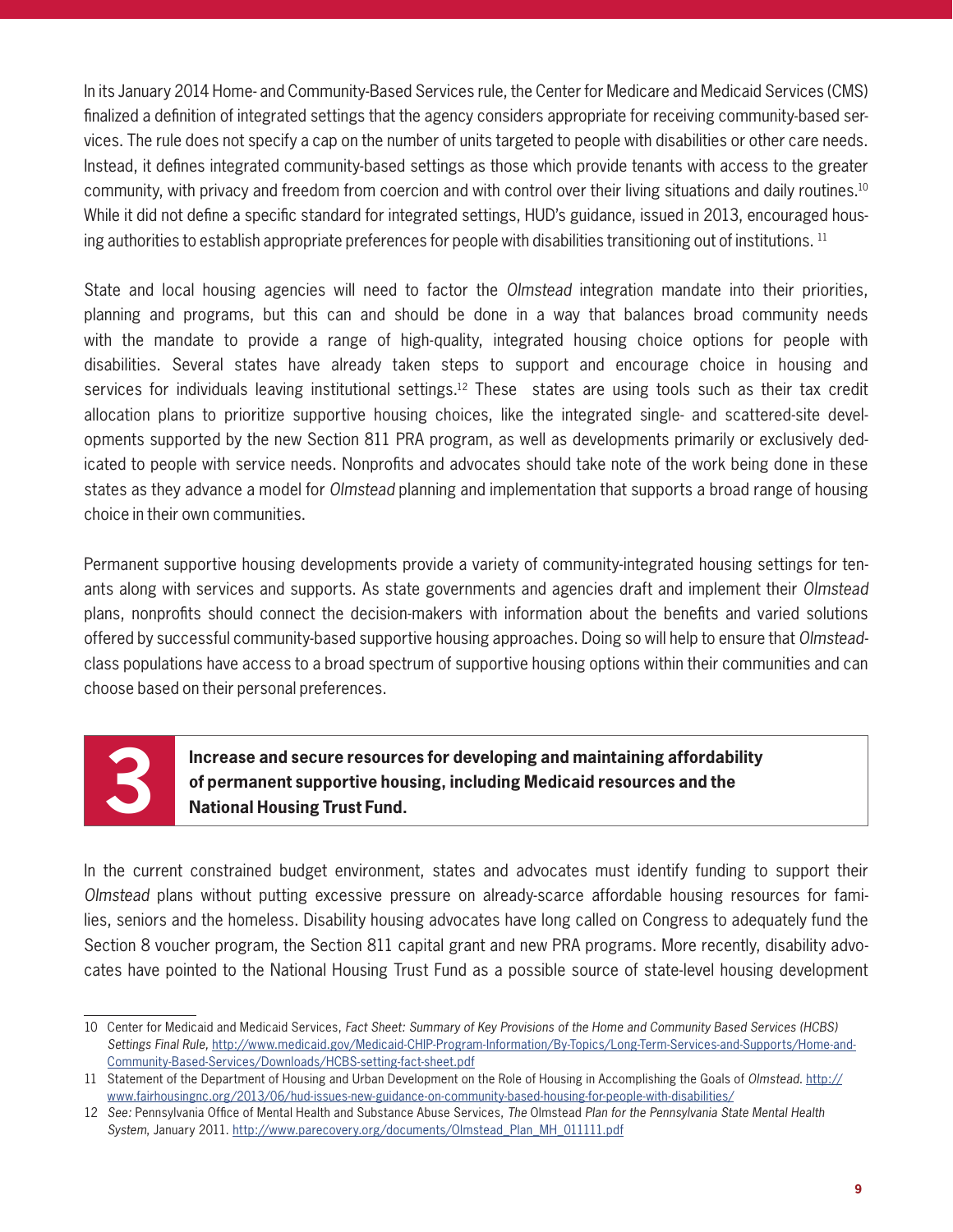In its January 2014 Home- and Community-Based Services rule, the Center for Medicare and Medicaid Services (CMS) finalized a definition of integrated settings that the agency considers appropriate for receiving community-based services. The rule does not specify a cap on the number of units targeted to people with disabilities or other care needs. Instead, it defines integrated community-based settings as those which provide tenants with access to the greater community, with privacy and freedom from coercion and with control over their living situations and daily routines.[10] While it did not define a specific standard for integrated settings, HUD's guidance, issued in 2013, encouraged housing authorities to establish appropriate preferences for people with disabilities transitioning out of institutions.[11]

State and local housing agencies will need to factor the *Olmstead* integration mandate into their priorities, planning and programs, but this can and should be done in a way that balances broad community needs with the mandate to provide a range of high-quality, integrated housing choice options for people with disabilities. Several states have already taken steps to support and encourage choice in housing and services for individuals leaving institutional settings.[12] These states are using tools such as their tax credit allocation plans to prioritize supportive housing choices, like the integrated single- and scattered-site developments supported by the new Section 811 PRA program, as well as developments primarily or exclusively dedicated to people with service needs. Nonprofits and advocates should take note of the work being done in these states as they advance a model for *Olmstead* planning and implementation that supports a broad range of housing choice in their own communities.

Permanent supportive housing developments provide a variety of community-integrated housing settings for tenants along with services and supports. As state governments and agencies draft and implement their *Olmstead* plans, nonprofits should connect the decision-makers with information about the benefits and varied solutions offered by successful community-based supportive housing approaches. Doing so will help to ensure that *Olmstead*-class populations have access to a broad spectrum of supportive housing options within their communities and can choose based on their personal preferences.

## 3 Increase and secure resources for developing and maintaining affordability of permanent supportive housing, including Medicaid resources and the National Housing Trust Fund.

In the current constrained budget environment, states and advocates must identify funding to support their *Olmstead* plans without putting excessive pressure on already-scarce affordable housing resources for families, seniors and the homeless. Disability housing advocates have long called on Congress to adequately fund the Section 8 voucher program, the Section 811 capital grant and new PRA programs. More recently, disability advocates have pointed to the National Housing Trust Fund as a possible source of state-level housing development

---

10 Center for Medicaid and Medicaid Services, *Fact Sheet: Summary of Key Provisions of the Home and Community Based Services (HCBS) Settings Final Rule,* http://www.medicaid.gov/Medicaid-CHIP-Program-Information/By-Topics/Long-Term-Services-and-Supports/Home-and-Community-Based-Services/Downloads/HCBS-setting-fact-sheet.pdf

11 Statement of the Department of Housing and Urban Development on the Role of Housing in Accomplishing the Goals of *Olmstead*. http://www.fairhousingnc.org/2013/06/hud-issues-new-guidance-on-community-based-housing-for-people-with-disabilities/

12 *See:* Pennsylvania Office of Mental Health and Substance Abuse Services, *The* Olmstead *Plan for the Pennsylvania State Mental Health System*, January 2011. http://www.parecovery.org/documents/Olmstead_Plan_MH_011111.pdf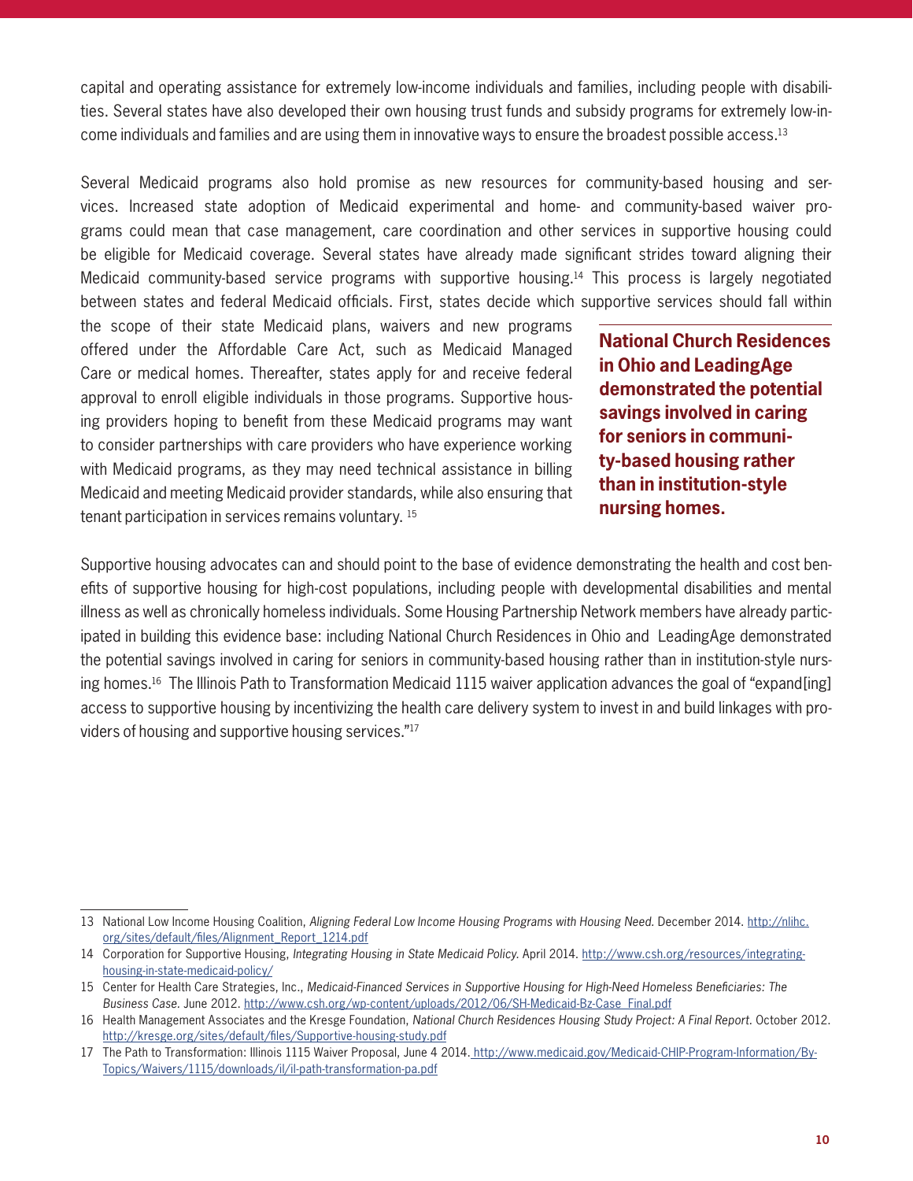capital and operating assistance for extremely low-income individuals and families, including people with disabilities. Several states have also developed their own housing trust funds and subsidy programs for extremely low-income individuals and families and are using them in innovative ways to ensure the broadest possible access.[13]

Several Medicaid programs also hold promise as new resources for community-based housing and services. Increased state adoption of Medicaid experimental and home- and community-based waiver programs could mean that case management, care coordination and other services in supportive housing could be eligible for Medicaid coverage. Several states have already made significant strides toward aligning their Medicaid community-based service programs with supportive housing.[14] This process is largely negotiated between states and federal Medicaid officials. First, states decide which supportive services should fall within the scope of their state Medicaid plans, waivers and new programs offered under the Affordable Care Act, such as Medicaid Managed Care or medical homes. Thereafter, states apply for and receive federal approval to enroll eligible individuals in those programs. Supportive housing providers hoping to benefit from these Medicaid programs may want to consider partnerships with care providers who have experience working with Medicaid programs, as they may need technical assistance in billing Medicaid and meeting Medicaid provider standards, while also ensuring that tenant participation in services remains voluntary.[15]

**National Church Residences in Ohio and LeadingAge demonstrated the potential savings involved in caring for seniors in community-based housing rather than in institution-style nursing homes.**

Supportive housing advocates can and should point to the base of evidence demonstrating the health and cost benefits of supportive housing for high-cost populations, including people with developmental disabilities and mental illness as well as chronically homeless individuals. Some Housing Partnership Network members have already participated in building this evidence base: including National Church Residences in Ohio and LeadingAge demonstrated the potential savings involved in caring for seniors in community-based housing rather than in institution-style nursing homes.[16] The Illinois Path to Transformation Medicaid 1115 waiver application advances the goal of "expand[ing] access to supportive housing by incentivizing the health care delivery system to invest in and build linkages with providers of housing and supportive housing services."[17]

---

13 National Low Income Housing Coalition, *Aligning Federal Low Income Housing Programs with Housing Need.* December 2014. http://nlihc.org/sites/default/files/Alignment_Report_1214.pdf

14 Corporation for Supportive Housing, *Integrating Housing in State Medicaid Policy.* April 2014. http://www.csh.org/resources/integrating-housing-in-state-medicaid-policy/

15 Center for Health Care Strategies, Inc., *Medicaid-Financed Services in Supportive Housing for High-Need Homeless Beneficiaries: The Business Case.* June 2012. http://www.csh.org/wp-content/uploads/2012/06/SH-Medicaid-Bz-Case_Final.pdf

16 Health Management Associates and the Kresge Foundation, *National Church Residences Housing Study Project: A Final Report.* October 2012. http://kresge.org/sites/default/files/Supportive-housing-study.pdf

17 The Path to Transformation: Illinois 1115 Waiver Proposal, June 4 2014. http://www.medicaid.gov/Medicaid-CHIP-Program-Information/By-Topics/Waivers/1115/downloads/il/il-path-transformation-pa.pdf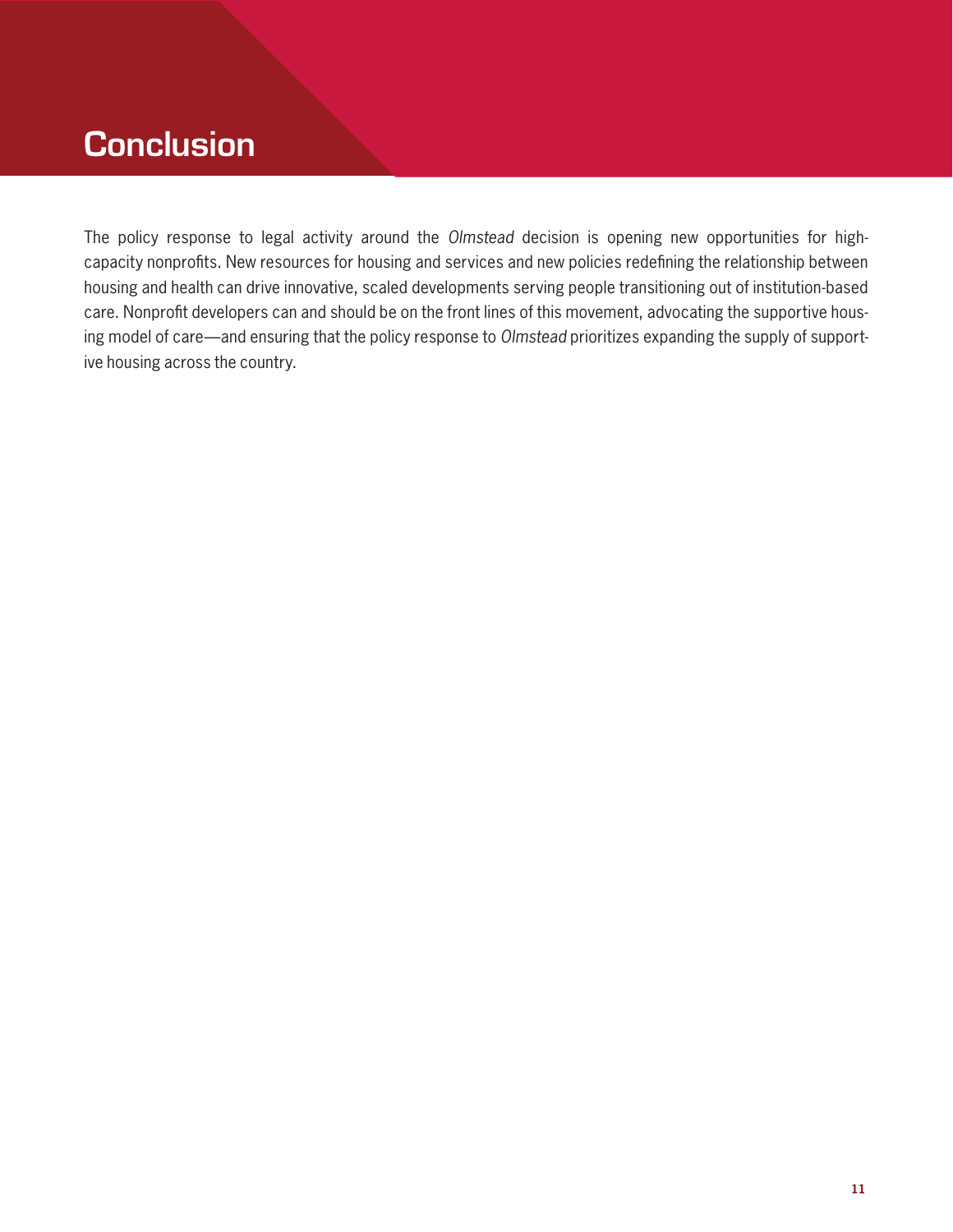# Conclusion

The policy response to legal activity around the *Olmstead* decision is opening new opportunities for high-capacity nonprofits. New resources for housing and services and new policies redefining the relationship between housing and health can drive innovative, scaled developments serving people transitioning out of institution-based care. Nonprofit developers can and should be on the front lines of this movement, advocating the supportive housing model of care—and ensuring that the policy response to *Olmstead* prioritizes expanding the supply of supportive housing across the country.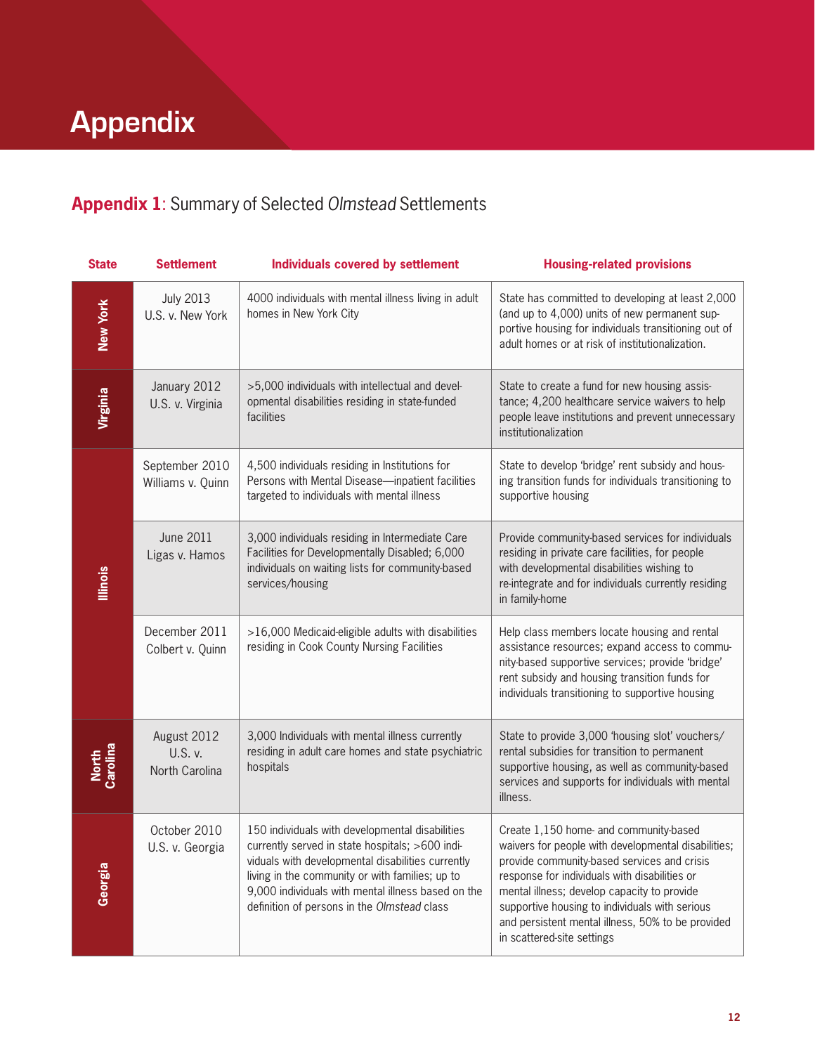# Appendix

## **Appendix 1**: Summary of Selected *Olmstead* Settlements

| State | Settlement | Individuals covered by settlement | Housing-related provisions |
|---|---|---|---|
| New York | July 2013 U.S. v. New York | 4000 individuals with mental illness living in adult homes in New York City | State has committed to developing at least 2,000 (and up to 4,000) units of new permanent supportive housing for individuals transitioning out of adult homes or at risk of institutionalization. |
| Virginia | January 2012 U.S. v. Virginia | >5,000 individuals with intellectual and developmental disabilities residing in state-funded facilities | State to create a fund for new housing assistance; 4,200 healthcare service waivers to help people leave institutions and prevent unnecessary institutionalization |
| Illinois | September 2010 Williams v. Quinn | 4,500 individuals residing in Institutions for Persons with Mental Disease—inpatient facilities targeted to individuals with mental illness | State to develop 'bridge' rent subsidy and housing transition funds for individuals transitioning to supportive housing |
| Illinois | June 2011 Ligas v. Hamos | 3,000 individuals residing in Intermediate Care Facilities for Developmentally Disabled; 6,000 individuals on waiting lists for community-based services/housing | Provide community-based services for individuals residing in private care facilities, for people with developmental disabilities wishing to re-integrate and for individuals currently residing in family-home |
| Illinois | December 2011 Colbert v. Quinn | >16,000 Medicaid-eligible adults with disabilities residing in Cook County Nursing Facilities | Help class members locate housing and rental assistance resources; expand access to community-based supportive services; provide 'bridge' rent subsidy and housing transition funds for individuals transitioning to supportive housing |
| North Carolina | August 2012 U.S. v. North Carolina | 3,000 Individuals with mental illness currently residing in adult care homes and state psychiatric hospitals | State to provide 3,000 'housing slot' vouchers/rental subsidies for transition to permanent supportive housing, as well as community-based services and supports for individuals with mental illness. |
| Georgia | October 2010 U.S. v. Georgia | 150 individuals with developmental disabilities currently served in state hospitals; >600 individuals with developmental disabilities currently living in the community or with families; up to 9,000 individuals with mental illness based on the definition of persons in the *Olmstead* class | Create 1,150 home- and community-based waivers for people with developmental disabilities; provide community-based services and crisis response for individuals with disabilities or mental illness; develop capacity to provide supportive housing to individuals with serious and persistent mental illness, 50% to be provided in scattered-site settings |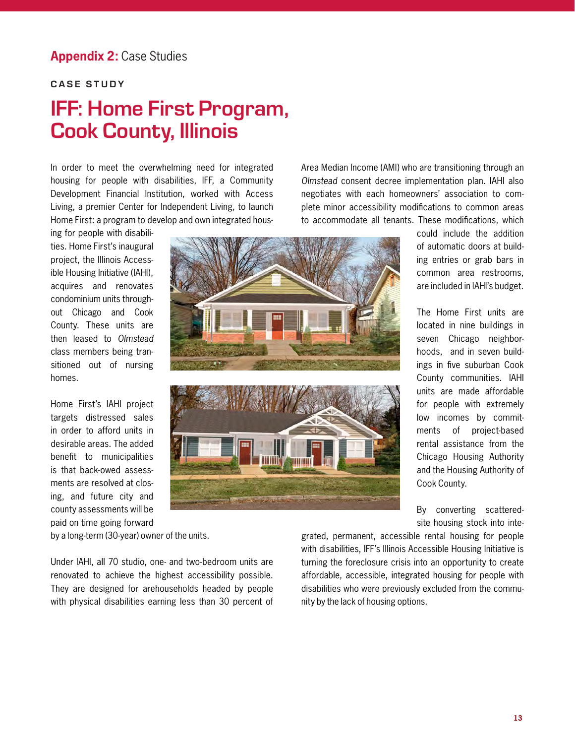## **Appendix 2:** Case Studies

### CASE STUDY

# IFF: Home First Program, Cook County, Illinois

In order to meet the overwhelming need for integrated housing for people with disabilities, IFF, a Community Development Financial Institution, worked with Access Living, a premier Center for Independent Living, to launch Home First: a program to develop and own integrated housing for people with disabilities. Home First's inaugural project, the Illinois Accessible Housing Initiative (IAHI), acquires and renovates condominium units throughout Chicago and Cook County. These units are then leased to *Olmstead* class members being transitioned out of nursing homes.

Home First's IAHI project targets distressed sales in order to afford units in desirable areas. The added benefit to municipalities is that back-owed assessments are resolved at closing, and future city and county assessments will be paid on time going forward by a long-term (30-year) owner of the units.

Under IAHI, all 70 studio, one- and two-bedroom units are renovated to achieve the highest accessibility possible. They are designed for arehouseholds headed by people with physical disabilities earning less than 30 percent of Area Median Income (AMI) who are transitioning through an *Olmstead* consent decree implementation plan. IAHI also negotiates with each homeowners' association to complete minor accessibility modifications to common areas to accommodate all tenants. These modifications, which could include the addition of automatic doors at building entries or grab bars in common area restrooms, are included in IAHI's budget.

The Home First units are located in nine buildings in seven Chicago neighborhoods, and in seven buildings in five suburban Cook County communities. IAHI units are made affordable for people with extremely low incomes by commitments of project-based rental assistance from the Chicago Housing Authority and the Housing Authority of Cook County.

By converting scattered-site housing stock into integrated, permanent, accessible rental housing for people with disabilities, IFF's Illinois Accessible Housing Initiative is turning the foreclosure crisis into an opportunity to create affordable, accessible, integrated housing for people with disabilities who were previously excluded from the community by the lack of housing options.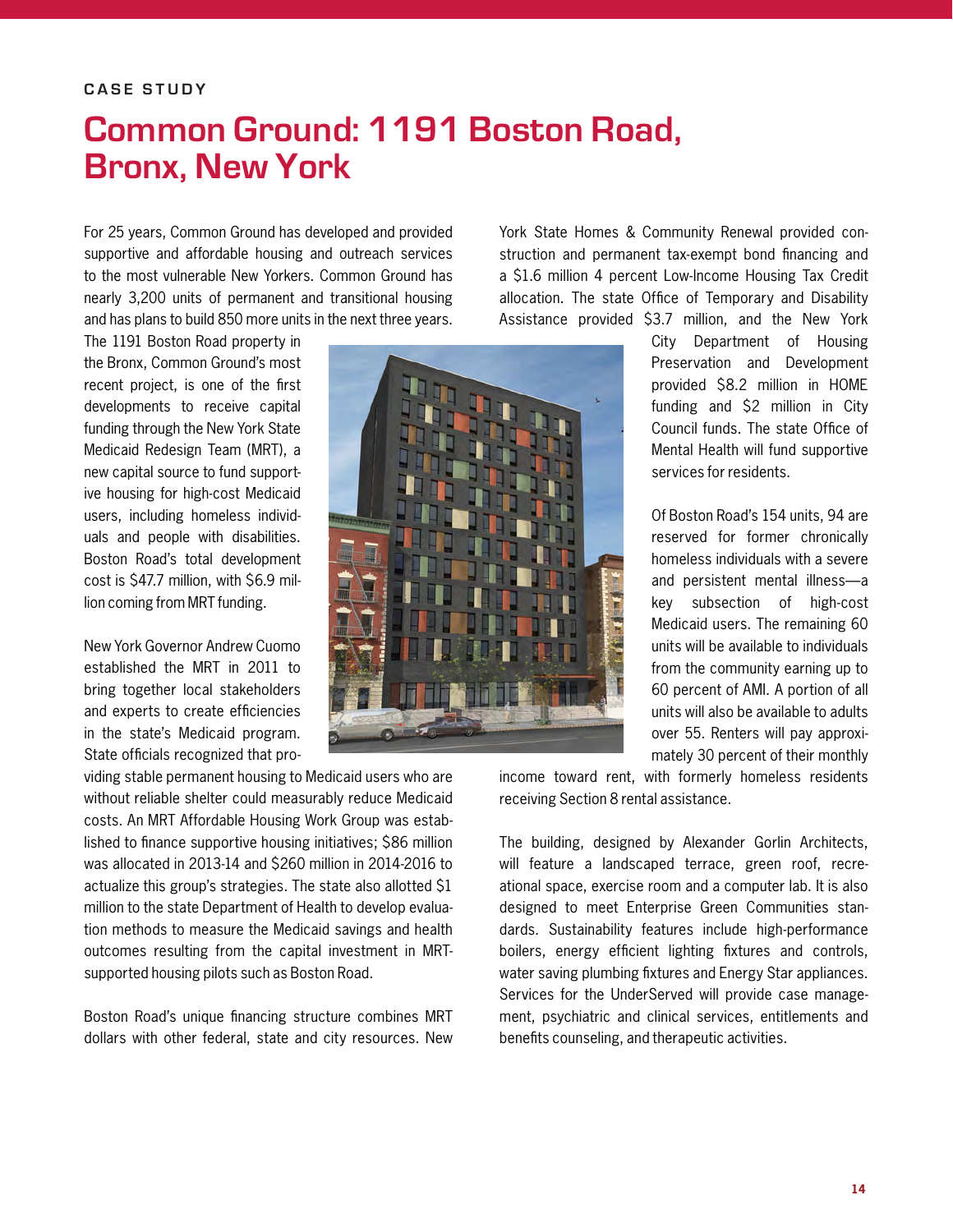CASE STUDY

# Common Ground: 1191 Boston Road, Bronx, New York

For 25 years, Common Ground has developed and provided supportive and affordable housing and outreach services to the most vulnerable New Yorkers. Common Ground has nearly 3,200 units of permanent and transitional housing and has plans to build 850 more units in the next three years. The 1191 Boston Road property in the Bronx, Common Ground's most recent project, is one of the first developments to receive capital funding through the New York State Medicaid Redesign Team (MRT), a new capital source to fund supportive housing for high-cost Medicaid users, including homeless individuals and people with disabilities. Boston Road's total development cost is $47.7 million, with $6.9 million coming from MRT funding.

New York Governor Andrew Cuomo established the MRT in 2011 to bring together local stakeholders and experts to create efficiencies in the state's Medicaid program. State officials recognized that providing stable permanent housing to Medicaid users who are without reliable shelter could measurably reduce Medicaid costs. An MRT Affordable Housing Work Group was established to finance supportive housing initiatives; $86 million was allocated in 2013-14 and $260 million in 2014-2016 to actualize this group's strategies. The state also allotted $1 million to the state Department of Health to develop evaluation methods to measure the Medicaid savings and health outcomes resulting from the capital investment in MRT-supported housing pilots such as Boston Road.

Boston Road's unique financing structure combines MRT dollars with other federal, state and city resources. New York State Homes & Community Renewal provided construction and permanent tax-exempt bond financing and a $1.6 million 4 percent Low-Income Housing Tax Credit allocation. The state Office of Temporary and Disability Assistance provided $3.7 million, and the New York City Department of Housing Preservation and Development provided $8.2 million in HOME funding and $2 million in City Council funds. The state Office of Mental Health will fund supportive services for residents.

Of Boston Road's 154 units, 94 are reserved for former chronically homeless individuals with a severe and persistent mental illness—a key subsection of high-cost Medicaid users. The remaining 60 units will be available to individuals from the community earning up to 60 percent of AMI. A portion of all units will also be available to adults over 55. Renters will pay approximately 30 percent of their monthly income toward rent, with formerly homeless residents receiving Section 8 rental assistance.

The building, designed by Alexander Gorlin Architects, will feature a landscaped terrace, green roof, recreational space, exercise room and a computer lab. It is also designed to meet Enterprise Green Communities standards. Sustainability features include high-performance boilers, energy efficient lighting fixtures and controls, water saving plumbing fixtures and Energy Star appliances. Services for the UnderServed will provide case management, psychiatric and clinical services, entitlements and benefits counseling, and therapeutic activities.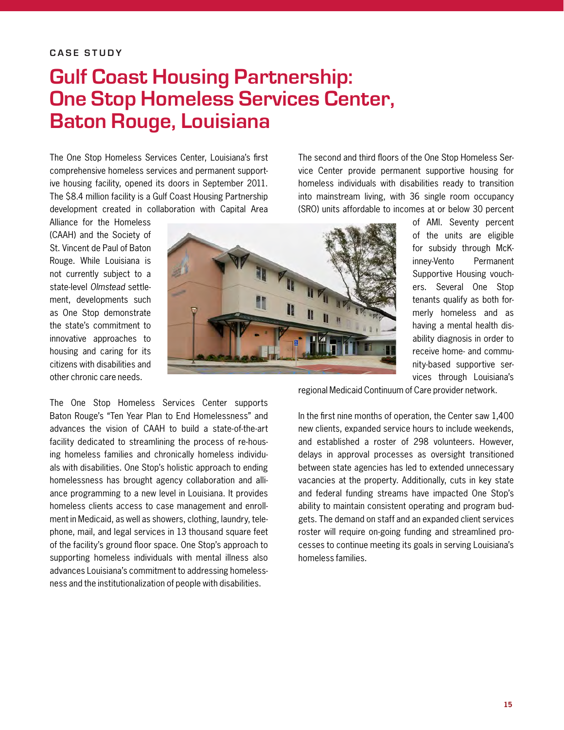CASE STUDY

# Gulf Coast Housing Partnership: One Stop Homeless Services Center, Baton Rouge, Louisiana

The One Stop Homeless Services Center, Louisiana's first comprehensive homeless services and permanent supportive housing facility, opened its doors in September 2011. The $8.4 million facility is a Gulf Coast Housing Partnership development created in collaboration with Capital Area Alliance for the Homeless (CAAH) and the Society of St. Vincent de Paul of Baton Rouge. While Louisiana is not currently subject to a state-level *Olmstead* settlement, developments such as One Stop demonstrate the state's commitment to innovative approaches to housing and caring for its citizens with disabilities and other chronic care needs.

The One Stop Homeless Services Center supports Baton Rouge's "Ten Year Plan to End Homelessness" and advances the vision of CAAH to build a state-of-the-art facility dedicated to streamlining the process of re-housing homeless families and chronically homeless individuals with disabilities. One Stop's holistic approach to ending homelessness has brought agency collaboration and alliance programming to a new level in Louisiana. It provides homeless clients access to case management and enrollment in Medicaid, as well as showers, clothing, laundry, telephone, mail, and legal services in 13 thousand square feet of the facility's ground floor space. One Stop's approach to supporting homeless individuals with mental illness also advances Louisiana's commitment to addressing homelessness and the institutionalization of people with disabilities.

The second and third floors of the One Stop Homeless Service Center provide permanent supportive housing for homeless individuals with disabilities ready to transition into mainstream living, with 36 single room occupancy (SRO) units affordable to incomes at or below 30 percent of AMI. Seventy percent of the units are eligible for subsidy through McKinney-Vento Permanent Supportive Housing vouchers. Several One Stop tenants qualify as both formerly homeless and as having a mental health disability diagnosis in order to receive home- and community-based supportive services through Louisiana's regional Medicaid Continuum of Care provider network.

In the first nine months of operation, the Center saw 1,400 new clients, expanded service hours to include weekends, and established a roster of 298 volunteers. However, delays in approval processes as oversight transitioned between state agencies has led to extended unnecessary vacancies at the property. Additionally, cuts in key state and federal funding streams have impacted One Stop's ability to maintain consistent operating and program budgets. The demand on staff and an expanded client services roster will require on-going funding and streamlined processes to continue meeting its goals in serving Louisiana's homeless families.